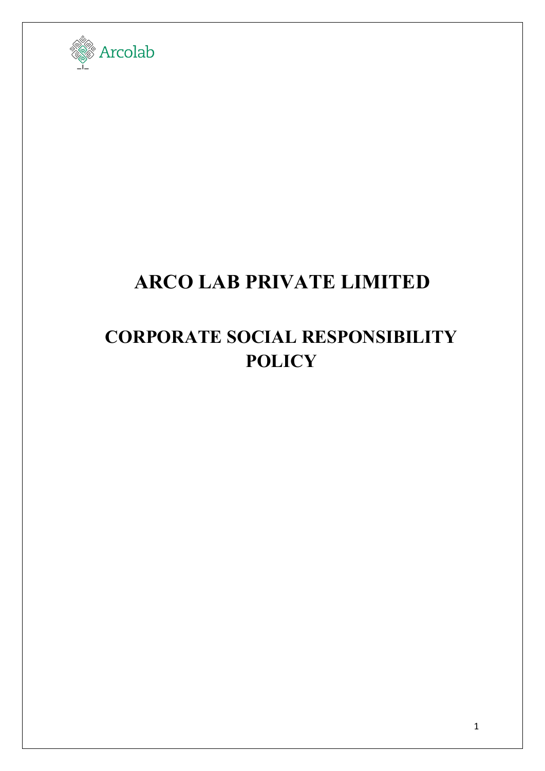Arcolab

# ARCO LAB PRIVATE LIMITED

# CORPORATE SOCIAL RESPONSIBILITY POLICY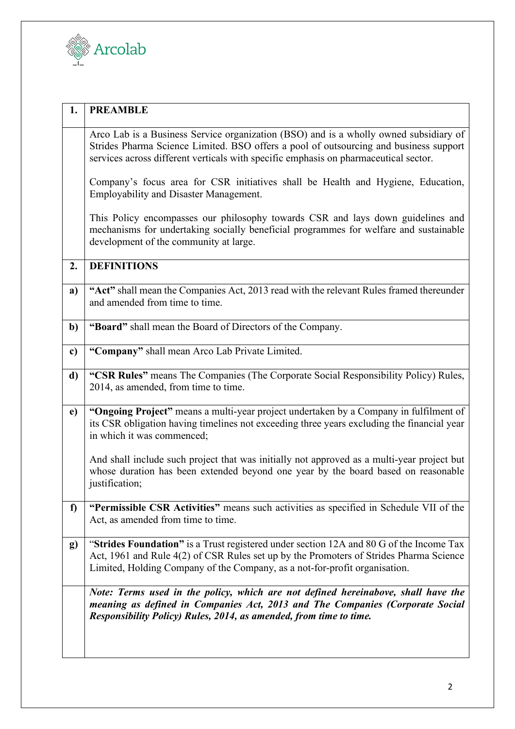## 1. PREAMBLE

Arco Lab is a Business Service organization (BSO) and is a wholly owned subsidiary of Strides Pharma Science Limited. BSO offers a pool of outsourcing and business support services across different verticals with specific emphasis on pharmaceutical sector.

Company's focus area for CSR initiatives shall be Health and Hygiene, Education, Employability and Disaster Management.

This Policy encompasses our philosophy towards CSR and lays down guidelines and mechanisms for undertaking socially beneficial programmes for welfare and sustainable development of the community at large.

## 2. DEFINITIONS

**a)** **"Act"** shall mean the Companies Act, 2013 read with the relevant Rules framed thereunder and amended from time to time.

**b)** **"Board"** shall mean the Board of Directors of the Company.

**c)** **"Company"** shall mean Arco Lab Private Limited.

**d)** **"CSR Rules"** means The Companies (The Corporate Social Responsibility Policy) Rules, 2014, as amended, from time to time.

**e)** **"Ongoing Project"** means a multi-year project undertaken by a Company in fulfilment of its CSR obligation having timelines not exceeding three years excluding the financial year in which it was commenced;

And shall include such project that was initially not approved as a multi-year project but whose duration has been extended beyond one year by the board based on reasonable justification;

**f)** **"Permissible CSR Activities"** means such activities as specified in Schedule VII of the Act, as amended from time to time.

**g)** "**Strides Foundation**" is a Trust registered under section 12A and 80 G of the Income Tax Act, 1961 and Rule 4(2) of CSR Rules set up by the Promoters of Strides Pharma Science Limited, Holding Company of the Company, as a not-for-profit organisation.

***Note: Terms used in the policy, which are not defined hereinabove, shall have the meaning as defined in Companies Act, 2013 and The Companies (Corporate Social Responsibility Policy) Rules, 2014, as amended, from time to time.***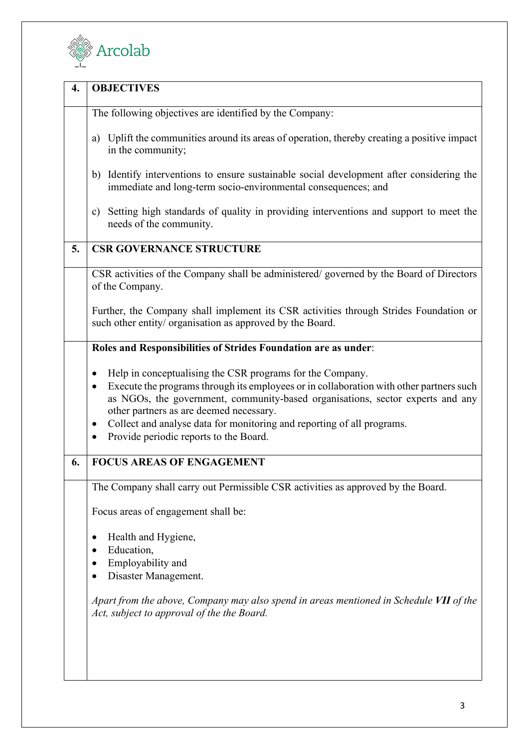## 4. OBJECTIVES

The following objectives are identified by the Company:

a) Uplift the communities around its areas of operation, thereby creating a positive impact in the community;

b) Identify interventions to ensure sustainable social development after considering the immediate and long-term socio-environmental consequences; and

c) Setting high standards of quality in providing interventions and support to meet the needs of the community.

## 5. CSR GOVERNANCE STRUCTURE

CSR activities of the Company shall be administered/ governed by the Board of Directors of the Company.

Further, the Company shall implement its CSR activities through Strides Foundation or such other entity/ organisation as approved by the Board.

**Roles and Responsibilities of Strides Foundation are as under**:

- Help in conceptualising the CSR programs for the Company.
- Execute the programs through its employees or in collaboration with other partners such as NGOs, the government, community-based organisations, sector experts and any other partners as are deemed necessary.
- Collect and analyse data for monitoring and reporting of all programs.
- Provide periodic reports to the Board.

## 6. FOCUS AREAS OF ENGAGEMENT

The Company shall carry out Permissible CSR activities as approved by the Board.

Focus areas of engagement shall be:

- Health and Hygiene,
- Education,
- Employability and
- Disaster Management.

*Apart from the above, Company may also spend in areas mentioned in Schedule **VII** of the Act, subject to approval of the the Board.*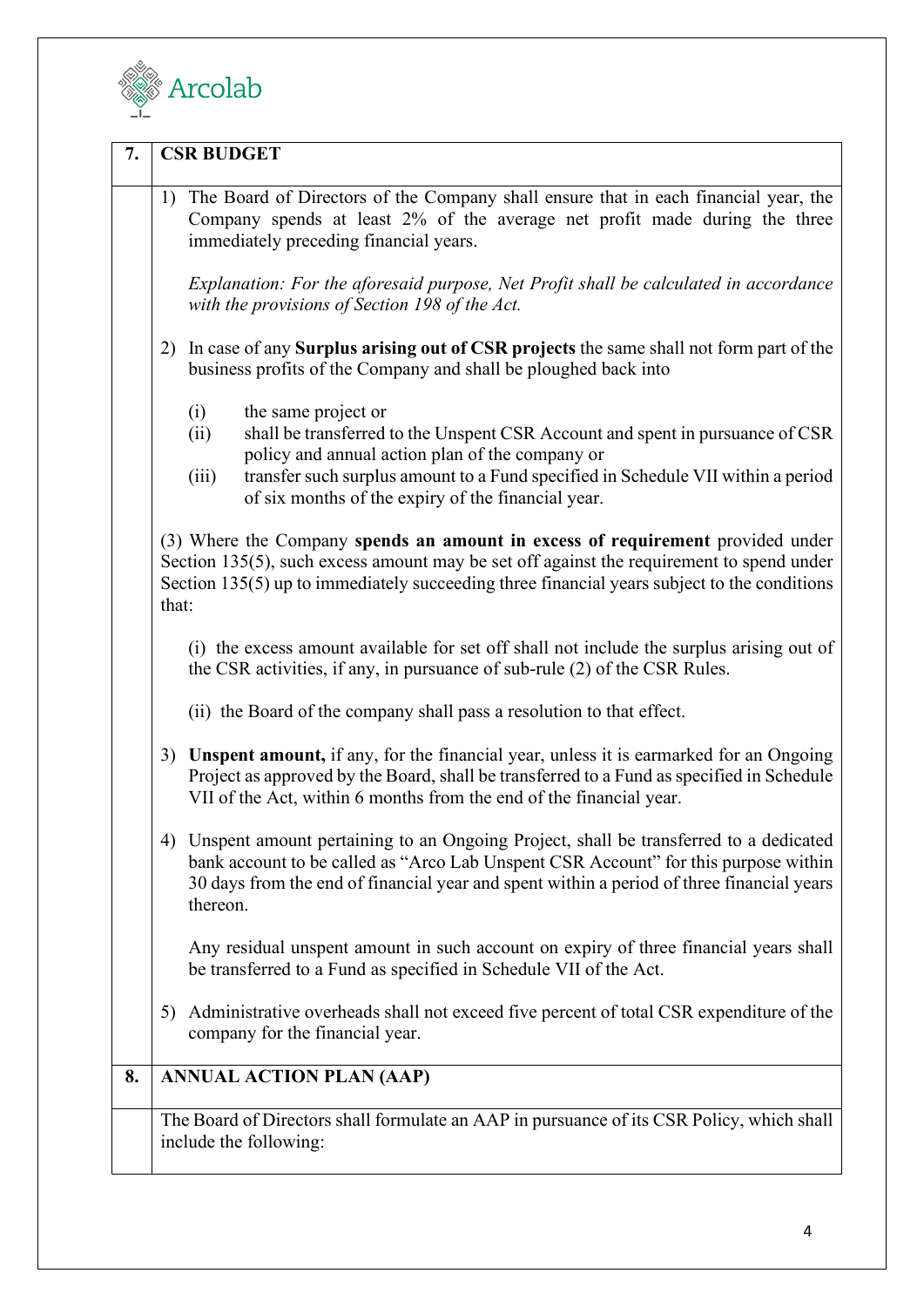| 7. | **CSR BUDGET** |
|---|---|
| | 1) The Board of Directors of the Company shall ensure that in each financial year, the Company spends at least 2% of the average net profit made during the three immediately preceding financial years.<br><br>*Explanation: For the aforesaid purpose, Net Profit shall be calculated in accordance with the provisions of Section 198 of the Act.*<br><br>2) In case of any **Surplus arising out of CSR projects** the same shall not form part of the business profits of the Company and shall be ploughed back into<br><br>(i) the same project or<br>(ii) shall be transferred to the Unspent CSR Account and spent in pursuance of CSR policy and annual action plan of the company or<br>(iii) transfer such surplus amount to a Fund specified in Schedule VII within a period of six months of the expiry of the financial year.<br><br>(3) Where the Company **spends an amount in excess of requirement** provided under Section 135(5), such excess amount may be set off against the requirement to spend under Section 135(5) up to immediately succeeding three financial years subject to the conditions that:<br><br>(i) the excess amount available for set off shall not include the surplus arising out of the CSR activities, if any, in pursuance of sub-rule (2) of the CSR Rules.<br><br>(ii) the Board of the company shall pass a resolution to that effect.<br><br>3) **Unspent amount,** if any, for the financial year, unless it is earmarked for an Ongoing Project as approved by the Board, shall be transferred to a Fund as specified in Schedule VII of the Act, within 6 months from the end of the financial year.<br><br>4) Unspent amount pertaining to an Ongoing Project, shall be transferred to a dedicated bank account to be called as "Arco Lab Unspent CSR Account" for this purpose within 30 days from the end of financial year and spent within a period of three financial years thereon.<br><br>Any residual unspent amount in such account on expiry of three financial years shall be transferred to a Fund as specified in Schedule VII of the Act.<br><br>5) Administrative overheads shall not exceed five percent of total CSR expenditure of the company for the financial year. |
| 8. | **ANNUAL ACTION PLAN (AAP)** |
| | The Board of Directors shall formulate an AAP in pursuance of its CSR Policy, which shall include the following: |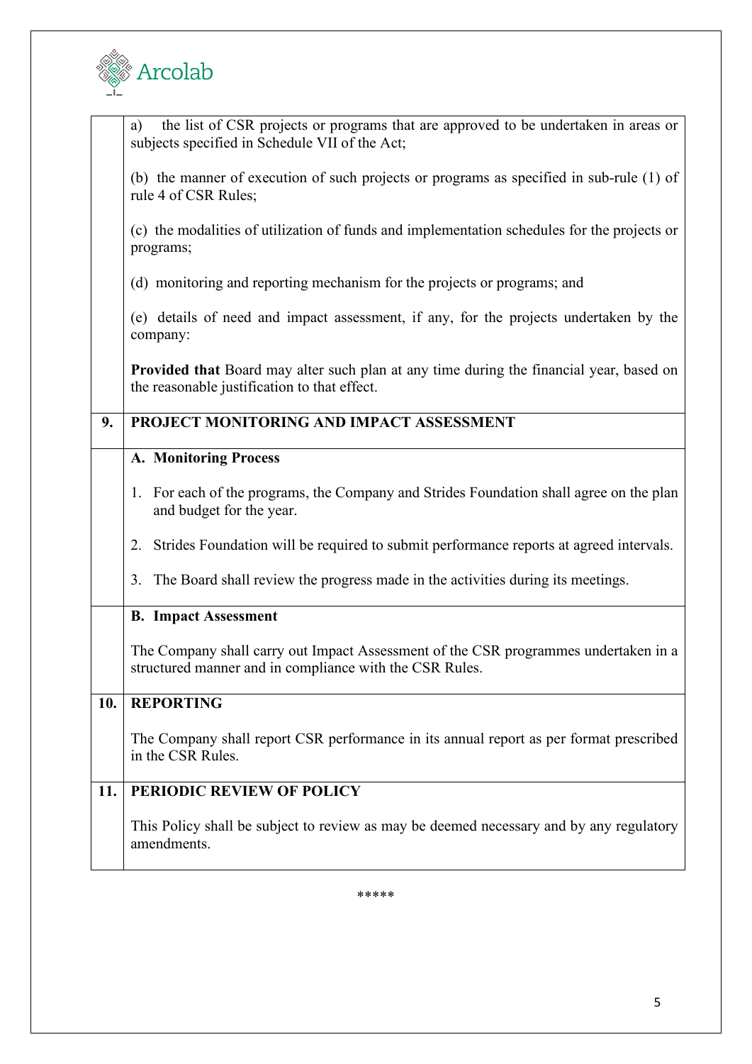| | |
|---|---|
| | a) the list of CSR projects or programs that are approved to be undertaken in areas or subjects specified in Schedule VII of the Act;<br><br>(b) the manner of execution of such projects or programs as specified in sub-rule (1) of rule 4 of CSR Rules;<br><br>(c) the modalities of utilization of funds and implementation schedules for the projects or programs;<br><br>(d) monitoring and reporting mechanism for the projects or programs; and<br><br>(e) details of need and impact assessment, if any, for the projects undertaken by the company:<br><br>**Provided that** Board may alter such plan at any time during the financial year, based on the reasonable justification to that effect. |
| **9.** | **PROJECT MONITORING AND IMPACT ASSESSMENT** |
| | **A. Monitoring Process**<br><br>1. For each of the programs, the Company and Strides Foundation shall agree on the plan and budget for the year.<br><br>2. Strides Foundation will be required to submit performance reports at agreed intervals.<br><br>3. The Board shall review the progress made in the activities during its meetings. |
| | **B. Impact Assessment**<br><br>The Company shall carry out Impact Assessment of the CSR programmes undertaken in a structured manner and in compliance with the CSR Rules. |
| **10.** | **REPORTING**<br><br>The Company shall report CSR performance in its annual report as per format prescribed in the CSR Rules. |
| **11.** | **PERIODIC REVIEW OF POLICY**<br><br>This Policy shall be subject to review as may be deemed necessary and by any regulatory amendments. |

*****